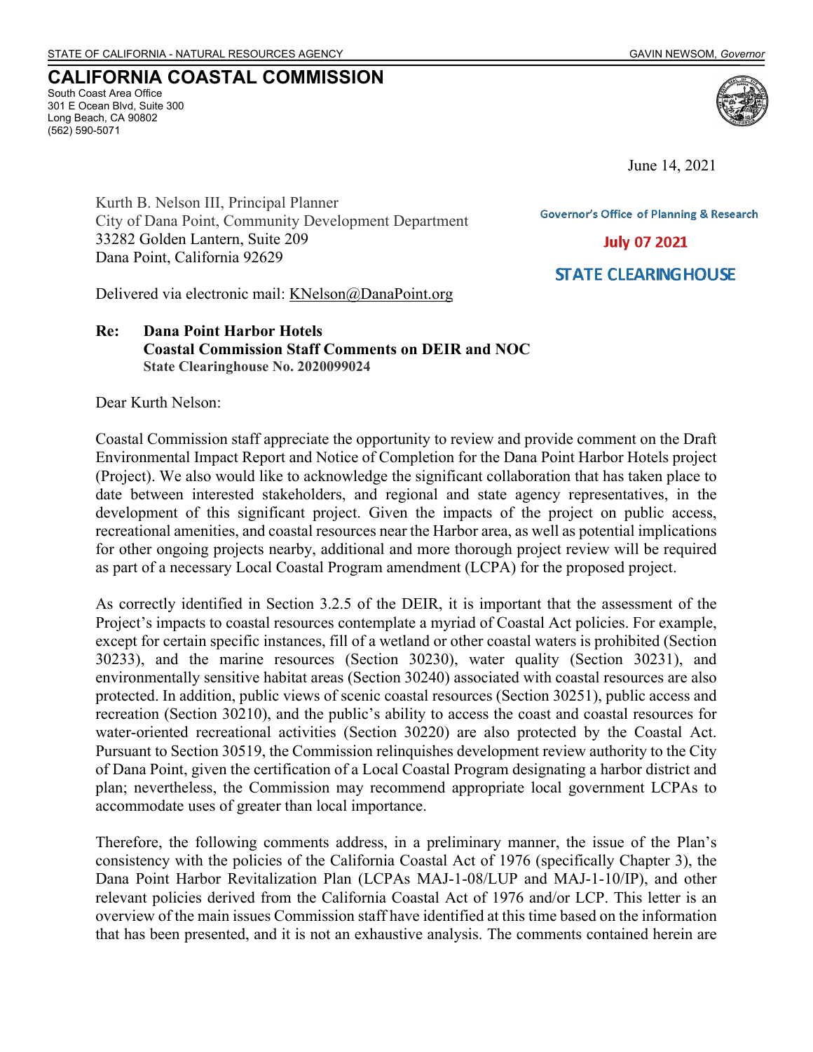STATE OF CALIFORNIA - NATURAL RESOURCES AGENCY GAVIN NEWSOM, *Governor*

# CALIFORNIA COASTAL COMMISSION

South Coast Area Office
301 E Ocean Blvd, Suite 300
Long Beach, CA 90802
(562) 590-5071

June 14, 2021

Governor's Office of Planning & Research

July 07 2021

STATE CLEARINGHOUSE

Kurth B. Nelson III, Principal Planner
City of Dana Point, Community Development Department
33282 Golden Lantern, Suite 209
Dana Point, California 92629

Delivered via electronic mail: KNelson@DanaPoint.org

**Re: Dana Point Harbor Hotels**
**Coastal Commission Staff Comments on DEIR and NOC**
**State Clearinghouse No. 2020099024**

Dear Kurth Nelson:

Coastal Commission staff appreciate the opportunity to review and provide comment on the Draft Environmental Impact Report and Notice of Completion for the Dana Point Harbor Hotels project (Project). We also would like to acknowledge the significant collaboration that has taken place to date between interested stakeholders, and regional and state agency representatives, in the development of this significant project. Given the impacts of the project on public access, recreational amenities, and coastal resources near the Harbor area, as well as potential implications for other ongoing projects nearby, additional and more thorough project review will be required as part of a necessary Local Coastal Program amendment (LCPA) for the proposed project.

As correctly identified in Section 3.2.5 of the DEIR, it is important that the assessment of the Project's impacts to coastal resources contemplate a myriad of Coastal Act policies. For example, except for certain specific instances, fill of a wetland or other coastal waters is prohibited (Section 30233), and the marine resources (Section 30230), water quality (Section 30231), and environmentally sensitive habitat areas (Section 30240) associated with coastal resources are also protected. In addition, public views of scenic coastal resources (Section 30251), public access and recreation (Section 30210), and the public's ability to access the coast and coastal resources for water-oriented recreational activities (Section 30220) are also protected by the Coastal Act. Pursuant to Section 30519, the Commission relinquishes development review authority to the City of Dana Point, given the certification of a Local Coastal Program designating a harbor district and plan; nevertheless, the Commission may recommend appropriate local government LCPAs to accommodate uses of greater than local importance.

Therefore, the following comments address, in a preliminary manner, the issue of the Plan's consistency with the policies of the California Coastal Act of 1976 (specifically Chapter 3), the Dana Point Harbor Revitalization Plan (LCPAs MAJ-1-08/LUP and MAJ-1-10/IP), and other relevant policies derived from the California Coastal Act of 1976 and/or LCP. This letter is an overview of the main issues Commission staff have identified at this time based on the information that has been presented, and it is not an exhaustive analysis. The comments contained herein are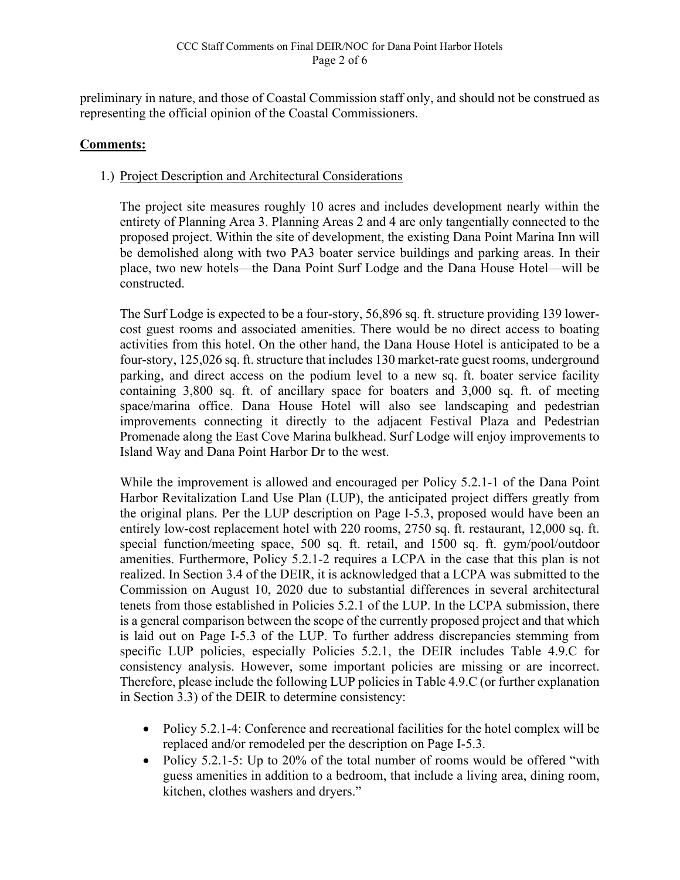preliminary in nature, and those of Coastal Commission staff only, and should not be construed as representing the official opinion of the Coastal Commissioners.

**Comments:**

1.) Project Description and Architectural Considerations

The project site measures roughly 10 acres and includes development nearly within the entirety of Planning Area 3. Planning Areas 2 and 4 are only tangentially connected to the proposed project. Within the site of development, the existing Dana Point Marina Inn will be demolished along with two PA3 boater service buildings and parking areas. In their place, two new hotels—the Dana Point Surf Lodge and the Dana House Hotel—will be constructed.

The Surf Lodge is expected to be a four-story, 56,896 sq. ft. structure providing 139 lower-cost guest rooms and associated amenities. There would be no direct access to boating activities from this hotel. On the other hand, the Dana House Hotel is anticipated to be a four-story, 125,026 sq. ft. structure that includes 130 market-rate guest rooms, underground parking, and direct access on the podium level to a new sq. ft. boater service facility containing 3,800 sq. ft. of ancillary space for boaters and 3,000 sq. ft. of meeting space/marina office. Dana House Hotel will also see landscaping and pedestrian improvements connecting it directly to the adjacent Festival Plaza and Pedestrian Promenade along the East Cove Marina bulkhead. Surf Lodge will enjoy improvements to Island Way and Dana Point Harbor Dr to the west.

While the improvement is allowed and encouraged per Policy 5.2.1-1 of the Dana Point Harbor Revitalization Land Use Plan (LUP), the anticipated project differs greatly from the original plans. Per the LUP description on Page I-5.3, proposed would have been an entirely low-cost replacement hotel with 220 rooms, 2750 sq. ft. restaurant, 12,000 sq. ft. special function/meeting space, 500 sq. ft. retail, and 1500 sq. ft. gym/pool/outdoor amenities. Furthermore, Policy 5.2.1-2 requires a LCPA in the case that this plan is not realized. In Section 3.4 of the DEIR, it is acknowledged that a LCPA was submitted to the Commission on August 10, 2020 due to substantial differences in several architectural tenets from those established in Policies 5.2.1 of the LUP. In the LCPA submission, there is a general comparison between the scope of the currently proposed project and that which is laid out on Page I-5.3 of the LUP. To further address discrepancies stemming from specific LUP policies, especially Policies 5.2.1, the DEIR includes Table 4.9.C for consistency analysis. However, some important policies are missing or are incorrect. Therefore, please include the following LUP policies in Table 4.9.C (or further explanation in Section 3.3) of the DEIR to determine consistency:

- Policy 5.2.1-4: Conference and recreational facilities for the hotel complex will be replaced and/or remodeled per the description on Page I-5.3.
- Policy 5.2.1-5: Up to 20% of the total number of rooms would be offered "with guess amenities in addition to a bedroom, that include a living area, dining room, kitchen, clothes washers and dryers."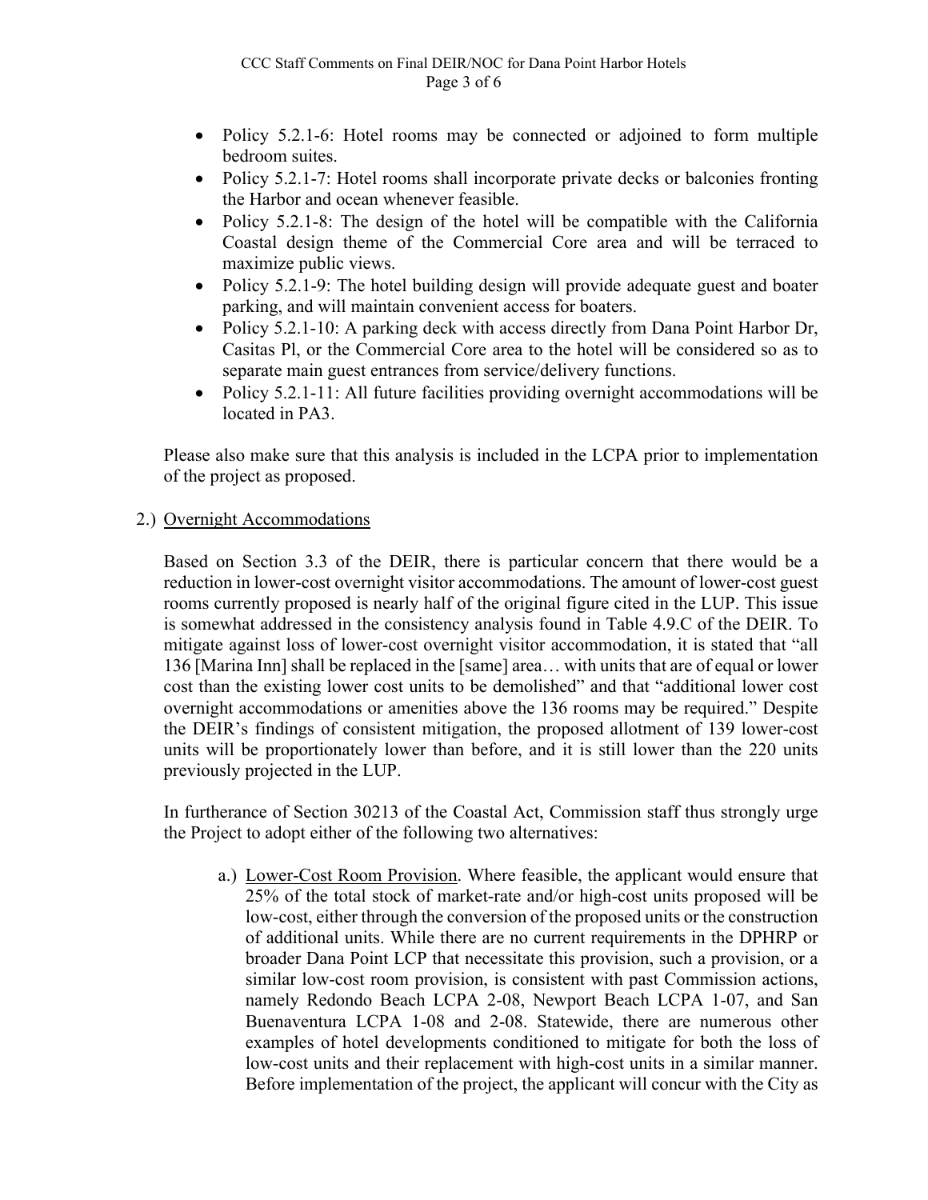- Policy 5.2.1-6: Hotel rooms may be connected or adjoined to form multiple bedroom suites.
- Policy 5.2.1-7: Hotel rooms shall incorporate private decks or balconies fronting the Harbor and ocean whenever feasible.
- Policy 5.2.1-8: The design of the hotel will be compatible with the California Coastal design theme of the Commercial Core area and will be terraced to maximize public views.
- Policy 5.2.1-9: The hotel building design will provide adequate guest and boater parking, and will maintain convenient access for boaters.
- Policy 5.2.1-10: A parking deck with access directly from Dana Point Harbor Dr, Casitas Pl, or the Commercial Core area to the hotel will be considered so as to separate main guest entrances from service/delivery functions.
- Policy 5.2.1-11: All future facilities providing overnight accommodations will be located in PA3.

Please also make sure that this analysis is included in the LCPA prior to implementation of the project as proposed.

2.) Overnight Accommodations

Based on Section 3.3 of the DEIR, there is particular concern that there would be a reduction in lower-cost overnight visitor accommodations. The amount of lower-cost guest rooms currently proposed is nearly half of the original figure cited in the LUP. This issue is somewhat addressed in the consistency analysis found in Table 4.9.C of the DEIR. To mitigate against loss of lower-cost overnight visitor accommodation, it is stated that "all 136 [Marina Inn] shall be replaced in the [same] area… with units that are of equal or lower cost than the existing lower cost units to be demolished" and that "additional lower cost overnight accommodations or amenities above the 136 rooms may be required." Despite the DEIR's findings of consistent mitigation, the proposed allotment of 139 lower-cost units will be proportionately lower than before, and it is still lower than the 220 units previously projected in the LUP.

In furtherance of Section 30213 of the Coastal Act, Commission staff thus strongly urge the Project to adopt either of the following two alternatives:

a.) Lower-Cost Room Provision. Where feasible, the applicant would ensure that 25% of the total stock of market-rate and/or high-cost units proposed will be low-cost, either through the conversion of the proposed units or the construction of additional units. While there are no current requirements in the DPHRP or broader Dana Point LCP that necessitate this provision, such a provision, or a similar low-cost room provision, is consistent with past Commission actions, namely Redondo Beach LCPA 2-08, Newport Beach LCPA 1-07, and San Buenaventura LCPA 1-08 and 2-08. Statewide, there are numerous other examples of hotel developments conditioned to mitigate for both the loss of low-cost units and their replacement with high-cost units in a similar manner. Before implementation of the project, the applicant will concur with the City as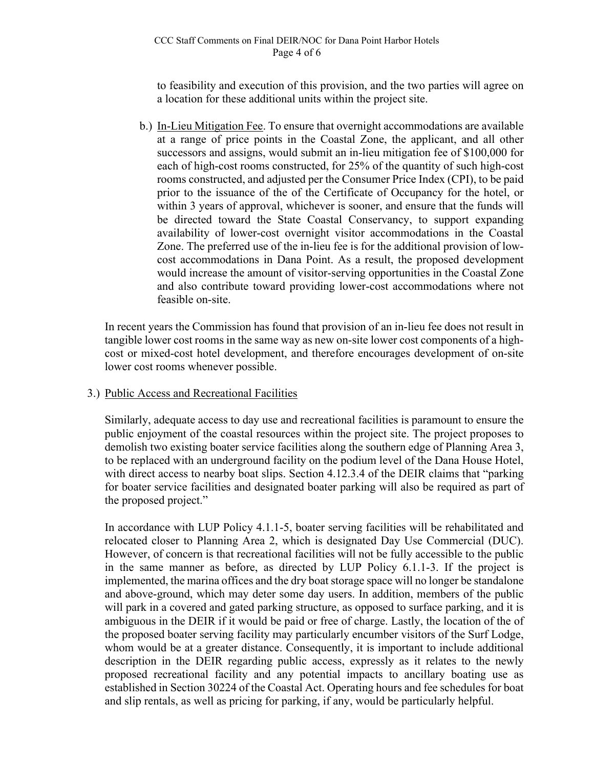to feasibility and execution of this provision, and the two parties will agree on a location for these additional units within the project site.

b.) <u>In-Lieu Mitigation Fee</u>. To ensure that overnight accommodations are available at a range of price points in the Coastal Zone, the applicant, and all other successors and assigns, would submit an in-lieu mitigation fee of $100,000 for each of high-cost rooms constructed, for 25% of the quantity of such high-cost rooms constructed, and adjusted per the Consumer Price Index (CPI), to be paid prior to the issuance of the of the Certificate of Occupancy for the hotel, or within 3 years of approval, whichever is sooner, and ensure that the funds will be directed toward the State Coastal Conservancy, to support expanding availability of lower-cost overnight visitor accommodations in the Coastal Zone. The preferred use of the in-lieu fee is for the additional provision of low-cost accommodations in Dana Point. As a result, the proposed development would increase the amount of visitor-serving opportunities in the Coastal Zone and also contribute toward providing lower-cost accommodations where not feasible on-site.

In recent years the Commission has found that provision of an in-lieu fee does not result in tangible lower cost rooms in the same way as new on-site lower cost components of a high-cost or mixed-cost hotel development, and therefore encourages development of on-site lower cost rooms whenever possible.

3.) <u>Public Access and Recreational Facilities</u>

Similarly, adequate access to day use and recreational facilities is paramount to ensure the public enjoyment of the coastal resources within the project site. The project proposes to demolish two existing boater service facilities along the southern edge of Planning Area 3, to be replaced with an underground facility on the podium level of the Dana House Hotel, with direct access to nearby boat slips. Section 4.12.3.4 of the DEIR claims that "parking for boater service facilities and designated boater parking will also be required as part of the proposed project."

In accordance with LUP Policy 4.1.1-5, boater serving facilities will be rehabilitated and relocated closer to Planning Area 2, which is designated Day Use Commercial (DUC). However, of concern is that recreational facilities will not be fully accessible to the public in the same manner as before, as directed by LUP Policy 6.1.1-3. If the project is implemented, the marina offices and the dry boat storage space will no longer be standalone and above-ground, which may deter some day users. In addition, members of the public will park in a covered and gated parking structure, as opposed to surface parking, and it is ambiguous in the DEIR if it would be paid or free of charge. Lastly, the location of the of the proposed boater serving facility may particularly encumber visitors of the Surf Lodge, whom would be at a greater distance. Consequently, it is important to include additional description in the DEIR regarding public access, expressly as it relates to the newly proposed recreational facility and any potential impacts to ancillary boating use as established in Section 30224 of the Coastal Act. Operating hours and fee schedules for boat and slip rentals, as well as pricing for parking, if any, would be particularly helpful.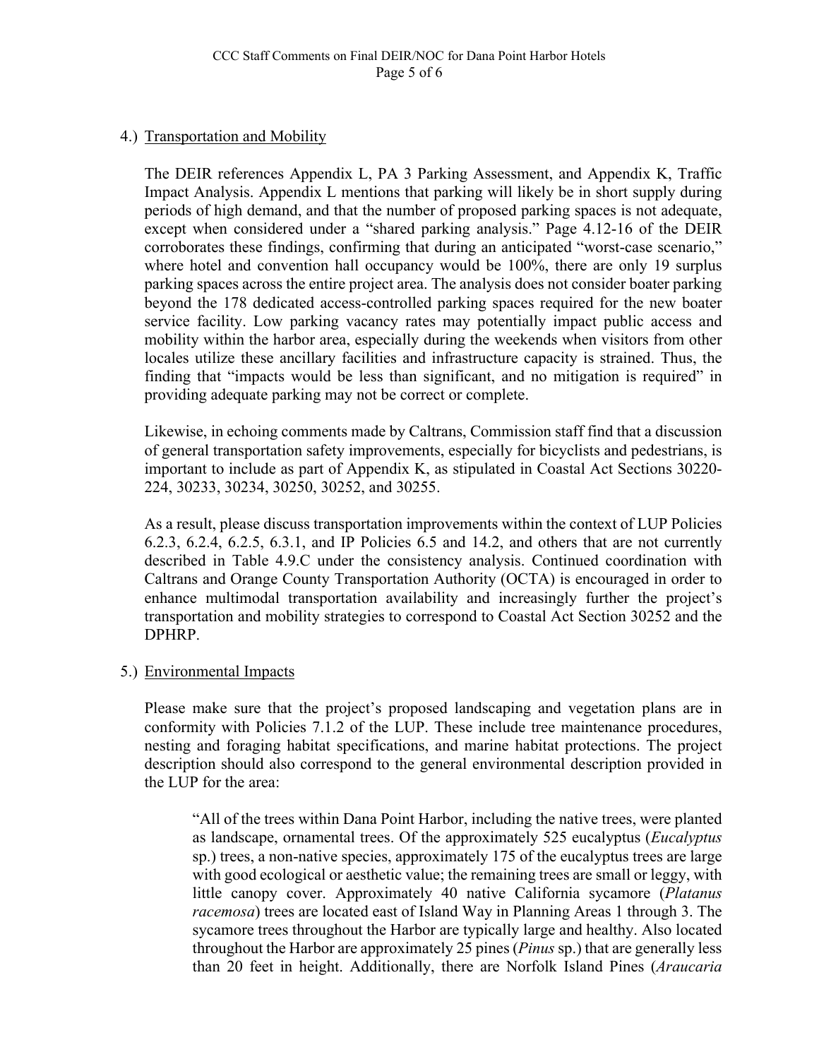4.) Transportation and Mobility

The DEIR references Appendix L, PA 3 Parking Assessment, and Appendix K, Traffic Impact Analysis. Appendix L mentions that parking will likely be in short supply during periods of high demand, and that the number of proposed parking spaces is not adequate, except when considered under a "shared parking analysis." Page 4.12-16 of the DEIR corroborates these findings, confirming that during an anticipated "worst-case scenario," where hotel and convention hall occupancy would be 100%, there are only 19 surplus parking spaces across the entire project area. The analysis does not consider boater parking beyond the 178 dedicated access-controlled parking spaces required for the new boater service facility. Low parking vacancy rates may potentially impact public access and mobility within the harbor area, especially during the weekends when visitors from other locales utilize these ancillary facilities and infrastructure capacity is strained. Thus, the finding that "impacts would be less than significant, and no mitigation is required" in providing adequate parking may not be correct or complete.

Likewise, in echoing comments made by Caltrans, Commission staff find that a discussion of general transportation safety improvements, especially for bicyclists and pedestrians, is important to include as part of Appendix K, as stipulated in Coastal Act Sections 30220-224, 30233, 30234, 30250, 30252, and 30255.

As a result, please discuss transportation improvements within the context of LUP Policies 6.2.3, 6.2.4, 6.2.5, 6.3.1, and IP Policies 6.5 and 14.2, and others that are not currently described in Table 4.9.C under the consistency analysis. Continued coordination with Caltrans and Orange County Transportation Authority (OCTA) is encouraged in order to enhance multimodal transportation availability and increasingly further the project's transportation and mobility strategies to correspond to Coastal Act Section 30252 and the DPHRP.

5.) Environmental Impacts

Please make sure that the project's proposed landscaping and vegetation plans are in conformity with Policies 7.1.2 of the LUP. These include tree maintenance procedures, nesting and foraging habitat specifications, and marine habitat protections. The project description should also correspond to the general environmental description provided in the LUP for the area:

> "All of the trees within Dana Point Harbor, including the native trees, were planted as landscape, ornamental trees. Of the approximately 525 eucalyptus (*Eucalyptus* sp.) trees, a non-native species, approximately 175 of the eucalyptus trees are large with good ecological or aesthetic value; the remaining trees are small or leggy, with little canopy cover. Approximately 40 native California sycamore (*Platanus racemosa*) trees are located east of Island Way in Planning Areas 1 through 3. The sycamore trees throughout the Harbor are typically large and healthy. Also located throughout the Harbor are approximately 25 pines (*Pinus* sp.) that are generally less than 20 feet in height. Additionally, there are Norfolk Island Pines (*Araucaria*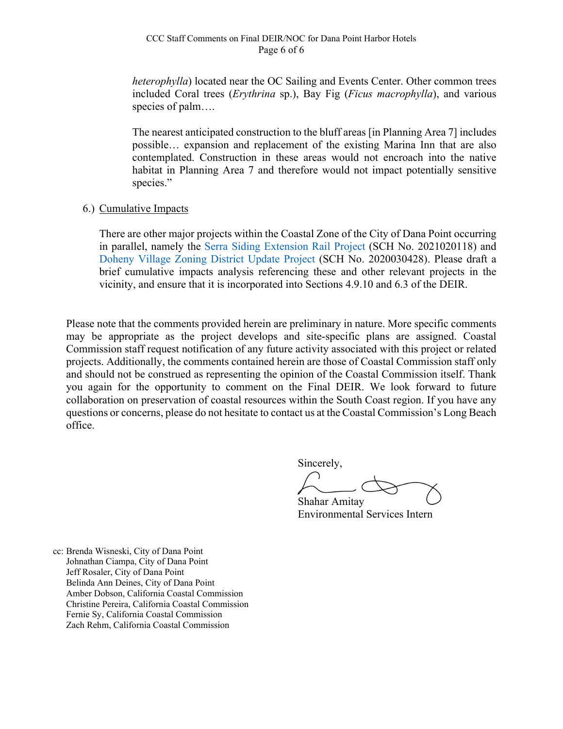*heterophylla*) located near the OC Sailing and Events Center. Other common trees included Coral trees (*Erythrina* sp.), Bay Fig (*Ficus macrophylla*), and various species of palm….

The nearest anticipated construction to the bluff areas [in Planning Area 7] includes possible… expansion and replacement of the existing Marina Inn that are also contemplated. Construction in these areas would not encroach into the native habitat in Planning Area 7 and therefore would not impact potentially sensitive species."

6.) Cumulative Impacts

There are other major projects within the Coastal Zone of the City of Dana Point occurring in parallel, namely the Serra Siding Extension Rail Project (SCH No. 2021020118) and Doheny Village Zoning District Update Project (SCH No. 2020030428). Please draft a brief cumulative impacts analysis referencing these and other relevant projects in the vicinity, and ensure that it is incorporated into Sections 4.9.10 and 6.3 of the DEIR.

Please note that the comments provided herein are preliminary in nature. More specific comments may be appropriate as the project develops and site-specific plans are assigned. Coastal Commission staff request notification of any future activity associated with this project or related projects. Additionally, the comments contained herein are those of Coastal Commission staff only and should not be construed as representing the opinion of the Coastal Commission itself. Thank you again for the opportunity to comment on the Final DEIR. We look forward to future collaboration on preservation of coastal resources within the South Coast region. If you have any questions or concerns, please do not hesitate to contact us at the Coastal Commission's Long Beach office.

Sincerely,

Shahar Amitay
Environmental Services Intern

cc: Brenda Wisneski, City of Dana Point
Johnathan Ciampa, City of Dana Point
Jeff Rosaler, City of Dana Point
Belinda Ann Deines, City of Dana Point
Amber Dobson, California Coastal Commission
Christine Pereira, California Coastal Commission
Fernie Sy, California Coastal Commission
Zach Rehm, California Coastal Commission